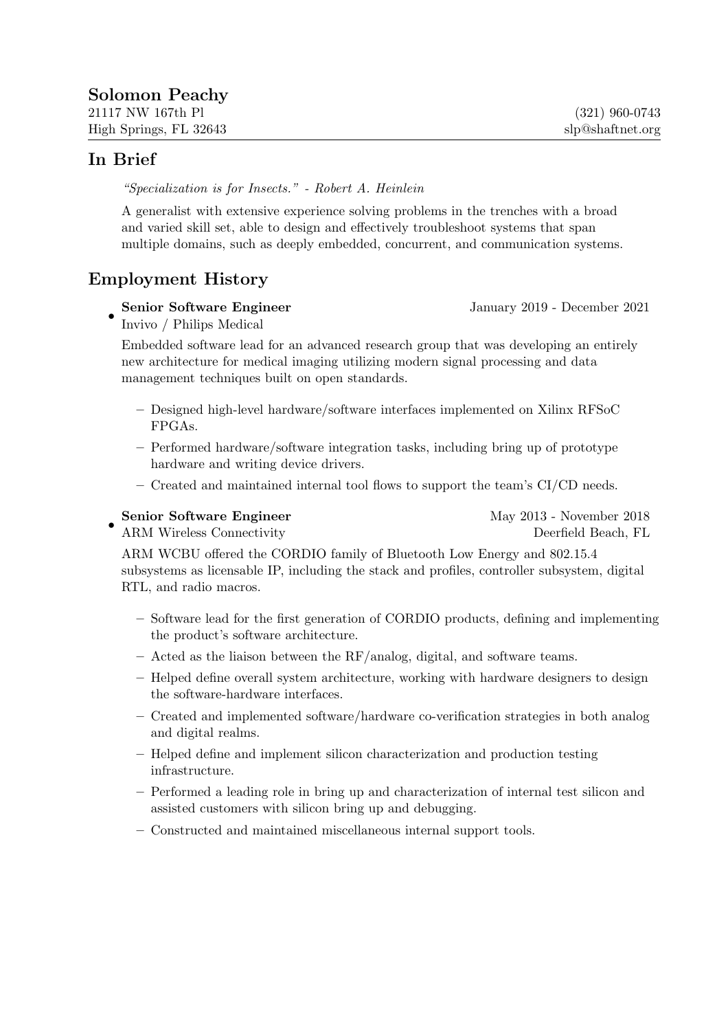# Solomon Peachy

21117 NW 167th Pl
High Springs, FL 32643

(321) 960-0743
slp@shaftnet.org

## In Brief

*"Specialization is for Insects." - Robert A. Heinlein*

A generalist with extensive experience solving problems in the trenches with a broad and varied skill set, able to design and effectively troubleshoot systems that span multiple domains, such as deeply embedded, concurrent, and communication systems.

## Employment History

- **Senior Software Engineer** — January 2019 - December 2021
  Invivo / Philips Medical

  Embedded software lead for an advanced research group that was developing an entirely new architecture for medical imaging utilizing modern signal processing and data management techniques built on open standards.

  – Designed high-level hardware/software interfaces implemented on Xilinx RFSoC FPGAs.

  – Performed hardware/software integration tasks, including bring up of prototype hardware and writing device drivers.

  – Created and maintained internal tool flows to support the team's CI/CD needs.

- **Senior Software Engineer** — May 2013 - November 2018
  ARM Wireless Connectivity — Deerfield Beach, FL

  ARM WCBU offered the CORDIO family of Bluetooth Low Energy and 802.15.4 subsystems as licensable IP, including the stack and profiles, controller subsystem, digital RTL, and radio macros.

  – Software lead for the first generation of CORDIO products, defining and implementing the product's software architecture.

  – Acted as the liaison between the RF/analog, digital, and software teams.

  – Helped define overall system architecture, working with hardware designers to design the software-hardware interfaces.

  – Created and implemented software/hardware co-verification strategies in both analog and digital realms.

  – Helped define and implement silicon characterization and production testing infrastructure.

  – Performed a leading role in bring up and characterization of internal test silicon and assisted customers with silicon bring up and debugging.

  – Constructed and maintained miscellaneous internal support tools.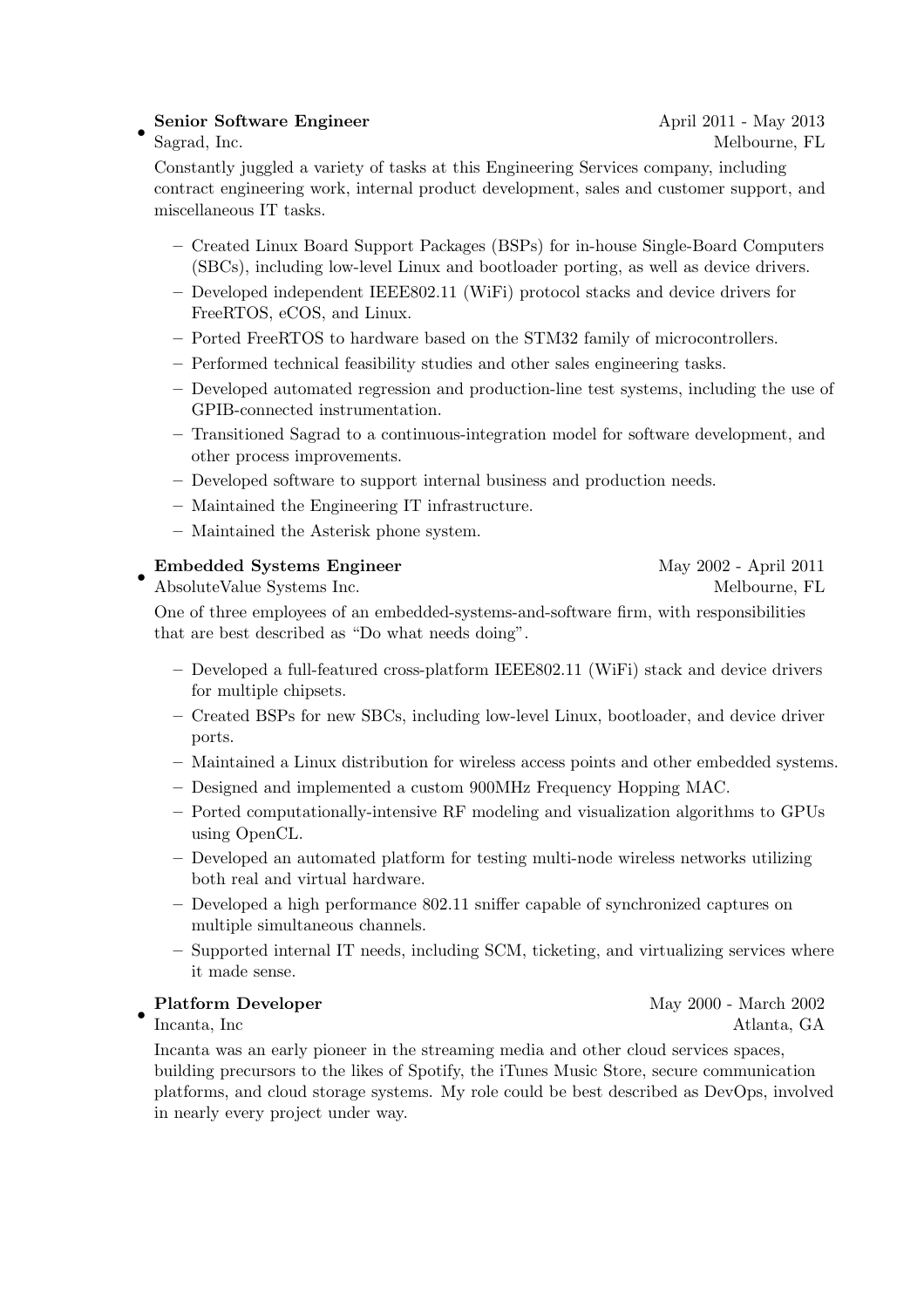- **Senior Software Engineer** — April 2011 - May 2013
  Sagrad, Inc. — Melbourne, FL

  Constantly juggled a variety of tasks at this Engineering Services company, including contract engineering work, internal product development, sales and customer support, and miscellaneous IT tasks.

  - Created Linux Board Support Packages (BSPs) for in-house Single-Board Computers (SBCs), including low-level Linux and bootloader porting, as well as device drivers.
  - Developed independent IEEE802.11 (WiFi) protocol stacks and device drivers for FreeRTOS, eCOS, and Linux.
  - Ported FreeRTOS to hardware based on the STM32 family of microcontrollers.
  - Performed technical feasibility studies and other sales engineering tasks.
  - Developed automated regression and production-line test systems, including the use of GPIB-connected instrumentation.
  - Transitioned Sagrad to a continuous-integration model for software development, and other process improvements.
  - Developed software to support internal business and production needs.
  - Maintained the Engineering IT infrastructure.
  - Maintained the Asterisk phone system.

- **Embedded Systems Engineer** — May 2002 - April 2011
  AbsoluteValue Systems Inc. — Melbourne, FL

  One of three employees of an embedded-systems-and-software firm, with responsibilities that are best described as "Do what needs doing".

  - Developed a full-featured cross-platform IEEE802.11 (WiFi) stack and device drivers for multiple chipsets.
  - Created BSPs for new SBCs, including low-level Linux, bootloader, and device driver ports.
  - Maintained a Linux distribution for wireless access points and other embedded systems.
  - Designed and implemented a custom 900MHz Frequency Hopping MAC.
  - Ported computationally-intensive RF modeling and visualization algorithms to GPUs using OpenCL.
  - Developed an automated platform for testing multi-node wireless networks utilizing both real and virtual hardware.
  - Developed a high performance 802.11 sniffer capable of synchronized captures on multiple simultaneous channels.
  - Supported internal IT needs, including SCM, ticketing, and virtualizing services where it made sense.

- **Platform Developer** — May 2000 - March 2002
  Incanta, Inc — Atlanta, GA

  Incanta was an early pioneer in the streaming media and other cloud services spaces, building precursors to the likes of Spotify, the iTunes Music Store, secure communication platforms, and cloud storage systems. My role could be best described as DevOps, involved in nearly every project under way.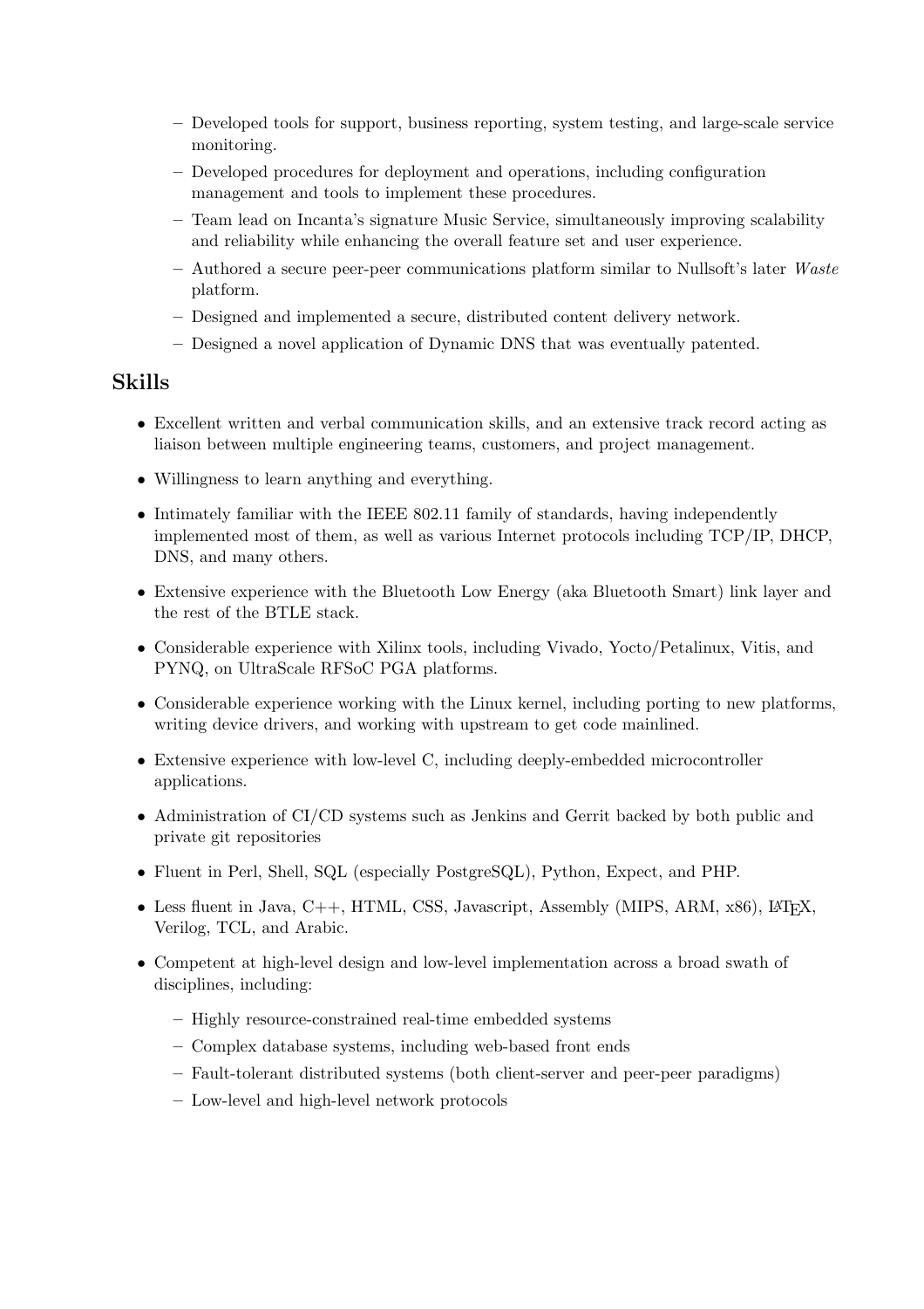- Developed tools for support, business reporting, system testing, and large-scale service monitoring.
  - Developed procedures for deployment and operations, including configuration management and tools to implement these procedures.
  - Team lead on Incanta's signature Music Service, simultaneously improving scalability and reliability while enhancing the overall feature set and user experience.
  - Authored a secure peer-peer communications platform similar to Nullsoft's later *Waste* platform.
  - Designed and implemented a secure, distributed content delivery network.
  - Designed a novel application of Dynamic DNS that was eventually patented.

## Skills

- Excellent written and verbal communication skills, and an extensive track record acting as liaison between multiple engineering teams, customers, and project management.
- Willingness to learn anything and everything.
- Intimately familiar with the IEEE 802.11 family of standards, having independently implemented most of them, as well as various Internet protocols including TCP/IP, DHCP, DNS, and many others.
- Extensive experience with the Bluetooth Low Energy (aka Bluetooth Smart) link layer and the rest of the BTLE stack.
- Considerable experience with Xilinx tools, including Vivado, Yocto/Petalinux, Vitis, and PYNQ, on UltraScale RFSoC PGA platforms.
- Considerable experience working with the Linux kernel, including porting to new platforms, writing device drivers, and working with upstream to get code mainlined.
- Extensive experience with low-level C, including deeply-embedded microcontroller applications.
- Administration of CI/CD systems such as Jenkins and Gerrit backed by both public and private git repositories
- Fluent in Perl, Shell, SQL (especially PostgreSQL), Python, Expect, and PHP.
- Less fluent in Java, C++, HTML, CSS, Javascript, Assembly (MIPS, ARM, x86), LaTeX, Verilog, TCL, and Arabic.
- Competent at high-level design and low-level implementation across a broad swath of disciplines, including:
  - Highly resource-constrained real-time embedded systems
  - Complex database systems, including web-based front ends
  - Fault-tolerant distributed systems (both client-server and peer-peer paradigms)
  - Low-level and high-level network protocols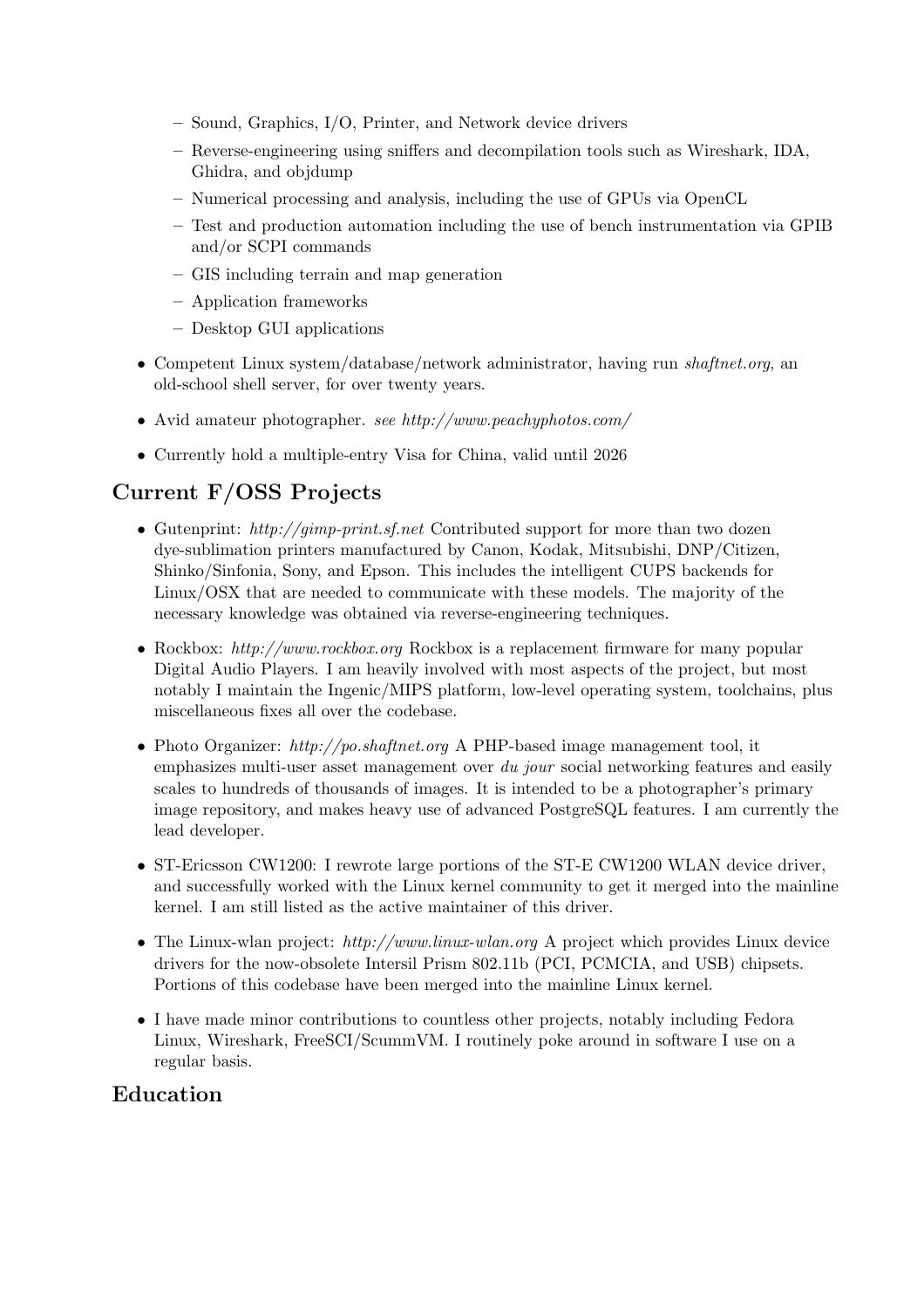- Sound, Graphics, I/O, Printer, and Network device drivers
  - Reverse-engineering using sniffers and decompilation tools such as Wireshark, IDA, Ghidra, and objdump
  - Numerical processing and analysis, including the use of GPUs via OpenCL
  - Test and production automation including the use of bench instrumentation via GPIB and/or SCPI commands
  - GIS including terrain and map generation
  - Application frameworks
  - Desktop GUI applications

- Competent Linux system/database/network administrator, having run *shaftnet.org*, an old-school shell server, for over twenty years.
- Avid amateur photographer. *see http://www.peachyphotos.com/*
- Currently hold a multiple-entry Visa for China, valid until 2026

## Current F/OSS Projects

- Gutenprint: *http://gimp-print.sf.net* Contributed support for more than two dozen dye-sublimation printers manufactured by Canon, Kodak, Mitsubishi, DNP/Citizen, Shinko/Sinfonia, Sony, and Epson. This includes the intelligent CUPS backends for Linux/OSX that are needed to communicate with these models. The majority of the necessary knowledge was obtained via reverse-engineering techniques.
- Rockbox: *http://www.rockbox.org* Rockbox is a replacement firmware for many popular Digital Audio Players. I am heavily involved with most aspects of the project, but most notably I maintain the Ingenic/MIPS platform, low-level operating system, toolchains, plus miscellaneous fixes all over the codebase.
- Photo Organizer: *http://po.shaftnet.org* A PHP-based image management tool, it emphasizes multi-user asset management over *du jour* social networking features and easily scales to hundreds of thousands of images. It is intended to be a photographer's primary image repository, and makes heavy use of advanced PostgreSQL features. I am currently the lead developer.
- ST-Ericsson CW1200: I rewrote large portions of the ST-E CW1200 WLAN device driver, and successfully worked with the Linux kernel community to get it merged into the mainline kernel. I am still listed as the active maintainer of this driver.
- The Linux-wlan project: *http://www.linux-wlan.org* A project which provides Linux device drivers for the now-obsolete Intersil Prism 802.11b (PCI, PCMCIA, and USB) chipsets. Portions of this codebase have been merged into the mainline Linux kernel.
- I have made minor contributions to countless other projects, notably including Fedora Linux, Wireshark, FreeSCI/ScummVM. I routinely poke around in software I use on a regular basis.

## Education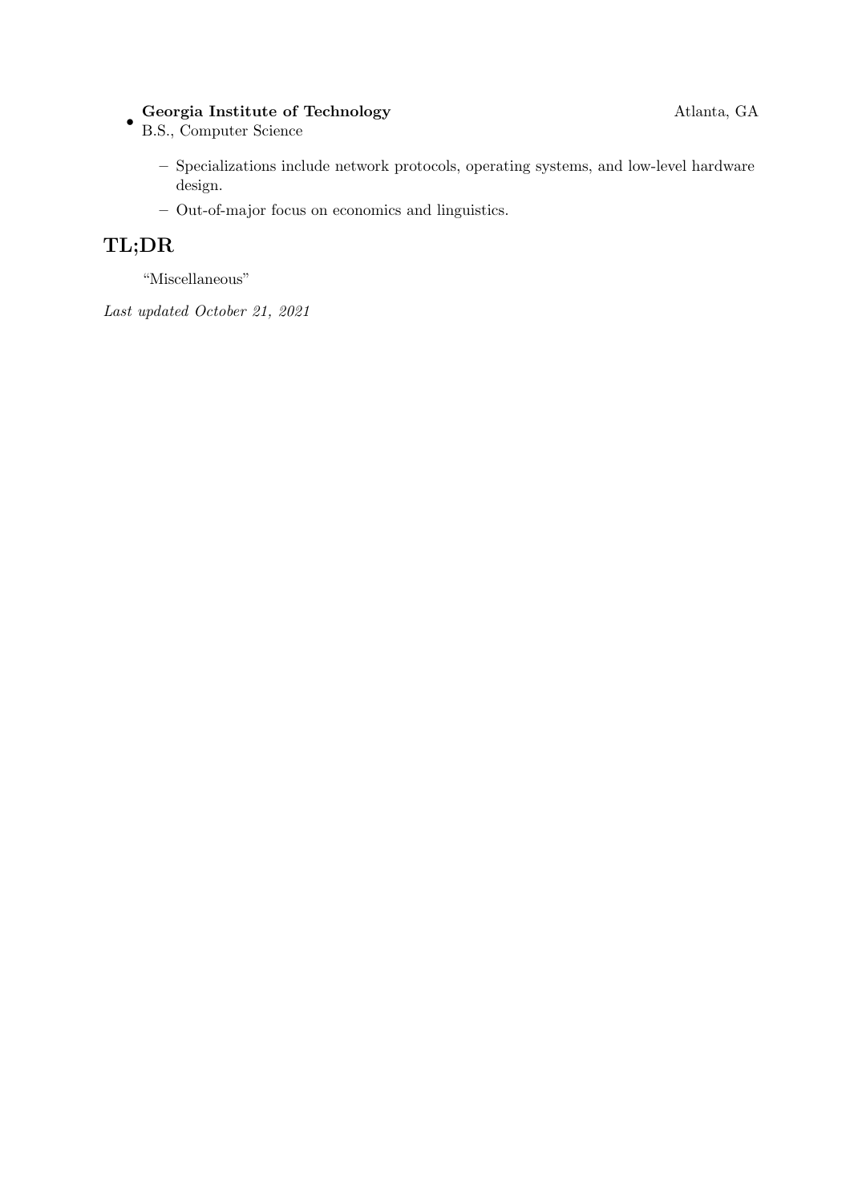- **Georgia Institute of Technology** Atlanta, GA
  B.S., Computer Science
  - Specializations include network protocols, operating systems, and low-level hardware design.
  - Out-of-major focus on economics and linguistics.

## TL;DR

"Miscellaneous"

*Last updated October 21, 2021*